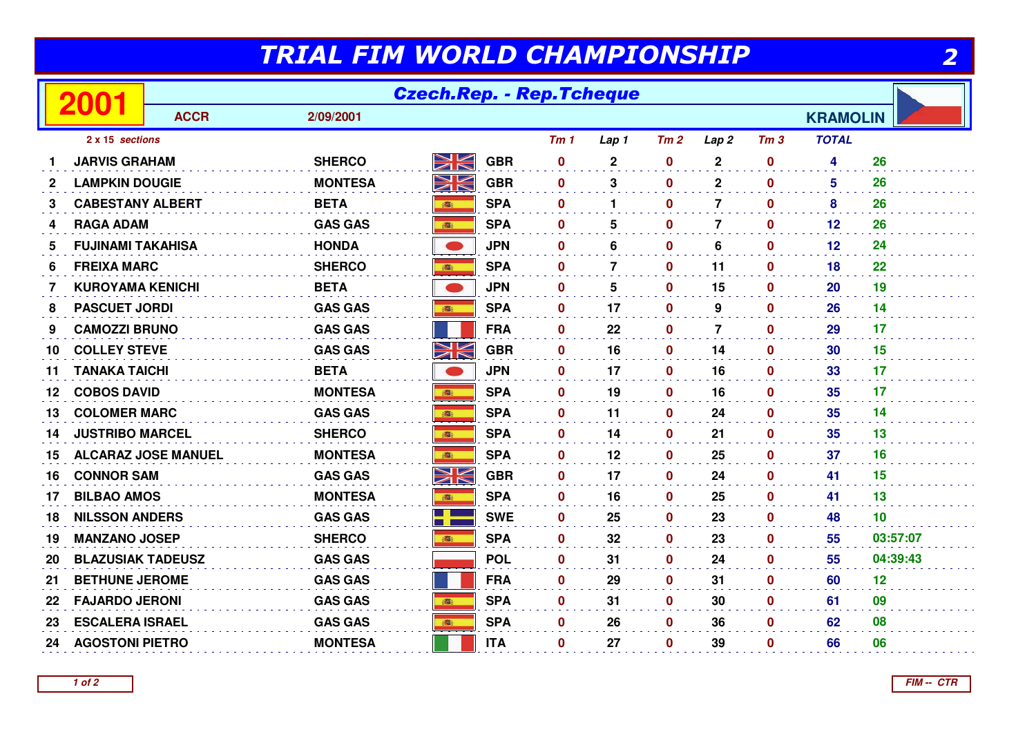# TRIAL FIM WORLD CHAMPIONSHIP

## 2001

## Czech.Rep. - Rep.Tcheque

ACCR — 2/09/2001 — KRAMOLIN

*2 x 15 sections*

| | Name | Make | Nat | Tm 1 | Lap 1 | Tm 2 | Lap 2 | Tm 3 | TOTAL | |
|---|---|---|---|---|---|---|---|---|---|---|
| 1 | JARVIS GRAHAM | SHERCO | GBR | 0 | 2 | 0 | 2 | 0 | 4 | 26 |
| 2 | LAMPKIN DOUGIE | MONTESA | GBR | 0 | 3 | 0 | 2 | 0 | 5 | 26 |
| 3 | CABESTANY ALBERT | BETA | SPA | 0 | 1 | 0 | 7 | 0 | 8 | 26 |
| 4 | RAGA ADAM | GAS GAS | SPA | 0 | 5 | 0 | 7 | 0 | 12 | 26 |
| 5 | FUJINAMI TAKAHISA | HONDA | JPN | 0 | 6 | 0 | 6 | 0 | 12 | 24 |
| 6 | FREIXA MARC | SHERCO | SPA | 0 | 7 | 0 | 11 | 0 | 18 | 22 |
| 7 | KUROYAMA KENICHI | BETA | JPN | 0 | 5 | 0 | 15 | 0 | 20 | 19 |
| 8 | PASCUET JORDI | GAS GAS | SPA | 0 | 17 | 0 | 9 | 0 | 26 | 14 |
| 9 | CAMOZZI BRUNO | GAS GAS | FRA | 0 | 22 | 0 | 7 | 0 | 29 | 17 |
| 10 | COLLEY STEVE | GAS GAS | GBR | 0 | 16 | 0 | 14 | 0 | 30 | 15 |
| 11 | TANAKA TAICHI | BETA | JPN | 0 | 17 | 0 | 16 | 0 | 33 | 17 |
| 12 | COBOS DAVID | MONTESA | SPA | 0 | 19 | 0 | 16 | 0 | 35 | 17 |
| 13 | COLOMER MARC | GAS GAS | SPA | 0 | 11 | 0 | 24 | 0 | 35 | 14 |
| 14 | JUSTRIBO MARCEL | SHERCO | SPA | 0 | 14 | 0 | 21 | 0 | 35 | 13 |
| 15 | ALCARAZ JOSE MANUEL | MONTESA | SPA | 0 | 12 | 0 | 25 | 0 | 37 | 16 |
| 16 | CONNOR SAM | GAS GAS | GBR | 0 | 17 | 0 | 24 | 0 | 41 | 15 |
| 17 | BILBAO AMOS | MONTESA | SPA | 0 | 16 | 0 | 25 | 0 | 41 | 13 |
| 18 | NILSSON ANDERS | GAS GAS | SWE | 0 | 25 | 0 | 23 | 0 | 48 | 10 |
| 19 | MANZANO JOSEP | SHERCO | SPA | 0 | 32 | 0 | 23 | 0 | 55 | 03:57:07 |
| 20 | BLAZUSIAK TADEUSZ | GAS GAS | POL | 0 | 31 | 0 | 24 | 0 | 55 | 04:39:43 |
| 21 | BETHUNE JEROME | GAS GAS | FRA | 0 | 29 | 0 | 31 | 0 | 60 | 12 |
| 22 | FAJARDO JERONI | GAS GAS | SPA | 0 | 31 | 0 | 30 | 0 | 61 | 09 |
| 23 | ESCALERA ISRAEL | GAS GAS | SPA | 0 | 26 | 0 | 36 | 0 | 62 | 08 |
| 24 | AGOSTONI PIETRO | MONTESA | ITA | 0 | 27 | 0 | 39 | 0 | 66 | 06 |

FIM -- CTR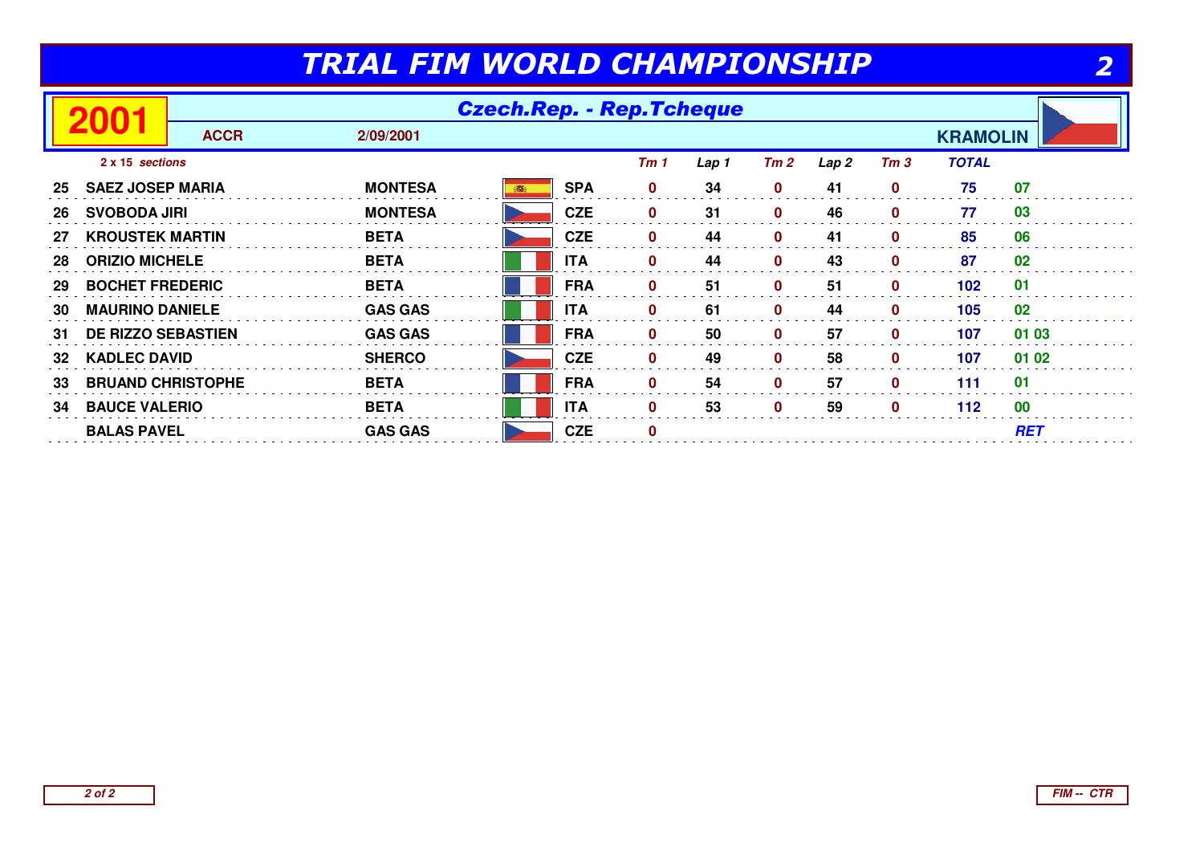# TRIAL FIM WORLD CHAMPIONSHIP

## 2001 — Czech.Rep. - Rep.Tcheque

**ACCR** 2/09/2001 **KRAMOLIN**

*2 x 15 sections*

| | | | | Tm 1 | Lap 1 | Tm 2 | Lap 2 | Tm 3 | TOTAL | |
|---|---|---|---|---|---|---|---|---|---|---|
| 25 | SAEZ JOSEP MARIA | MONTESA | SPA | 0 | 34 | 0 | 41 | 0 | 75 | 07 |
| 26 | SVOBODA JIRI | MONTESA | CZE | 0 | 31 | 0 | 46 | 0 | 77 | 03 |
| 27 | KROUSTEK MARTIN | BETA | CZE | 0 | 44 | 0 | 41 | 0 | 85 | 06 |
| 28 | ORIZIO MICHELE | BETA | ITA | 0 | 44 | 0 | 43 | 0 | 87 | 02 |
| 29 | BOCHET FREDERIC | BETA | FRA | 0 | 51 | 0 | 51 | 0 | 102 | 01 |
| 30 | MAURINO DANIELE | GAS GAS | ITA | 0 | 61 | 0 | 44 | 0 | 105 | 02 |
| 31 | DE RIZZO SEBASTIEN | GAS GAS | FRA | 0 | 50 | 0 | 57 | 0 | 107 | 01 03 |
| 32 | KADLEC DAVID | SHERCO | CZE | 0 | 49 | 0 | 58 | 0 | 107 | 01 02 |
| 33 | BRUAND CHRISTOPHE | BETA | FRA | 0 | 54 | 0 | 57 | 0 | 111 | 01 |
| 34 | BAUCE VALERIO | BETA | ITA | 0 | 53 | 0 | 59 | 0 | 112 | 00 |
| | BALAS PAVEL | GAS GAS | CZE | 0 | | | | | | RET |

FIM -- CTR